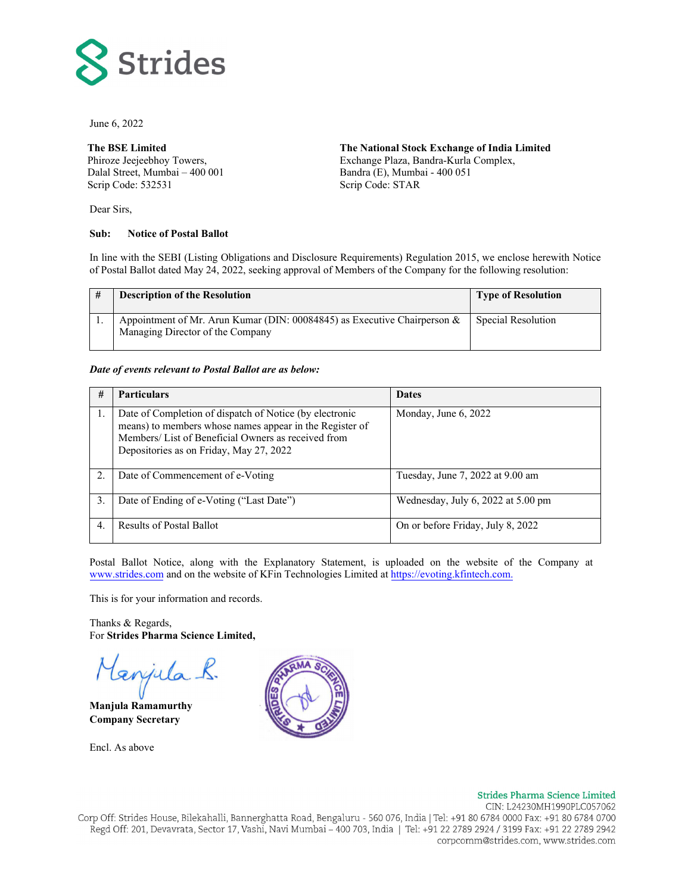June 6, 2022

**The BSE Limited**
Phiroze Jeejeebhoy Towers,
Dalal Street, Mumbai – 400 001
Scrip Code: 532531

**The National Stock Exchange of India Limited**
Exchange Plaza, Bandra-Kurla Complex,
Bandra (E), Mumbai - 400 051
Scrip Code: STAR

Dear Sirs,

**Sub: Notice of Postal Ballot**

In line with the SEBI (Listing Obligations and Disclosure Requirements) Regulation 2015, we enclose herewith Notice of Postal Ballot dated May 24, 2022, seeking approval of Members of the Company for the following resolution:

| # | Description of the Resolution | Type of Resolution |
|---|---|---|
| 1. | Appointment of Mr. Arun Kumar (DIN: 00084845) as Executive Chairperson & Managing Director of the Company | Special Resolution |

***Date of events relevant to Postal Ballot are as below:***

| # | Particulars | Dates |
|---|---|---|
| 1. | Date of Completion of dispatch of Notice (by electronic means) to members whose names appear in the Register of Members/ List of Beneficial Owners as received from Depositories as on Friday, May 27, 2022 | Monday, June 6, 2022 |
| 2. | Date of Commencement of e-Voting | Tuesday, June 7, 2022 at 9.00 am |
| 3. | Date of Ending of e-Voting ("Last Date") | Wednesday, July 6, 2022 at 5.00 pm |
| 4. | Results of Postal Ballot | On or before Friday, July 8, 2022 |

Postal Ballot Notice, along with the Explanatory Statement, is uploaded on the website of the Company at www.strides.com and on the website of KFin Technologies Limited at https://evoting.kfintech.com.

This is for your information and records.

Thanks & Regards,
For **Strides Pharma Science Limited,**

**Manjula Ramamurthy**
**Company Secretary**

Encl. As above

Strides Pharma Science Limited
CIN: L24230MH1990PLC057062
Corp Off: Strides House, Bilekahalli, Bannerghatta Road, Bengaluru - 560 076, India | Tel: +91 80 6784 0000 Fax: +91 80 6784 0700
Regd Off: 201, Devavrata, Sector 17, Vashi, Navi Mumbai – 400 703, India | Tel: +91 22 2789 2924 / 3199 Fax: +91 22 2789 2942
corpcomm@strides.com, www.strides.com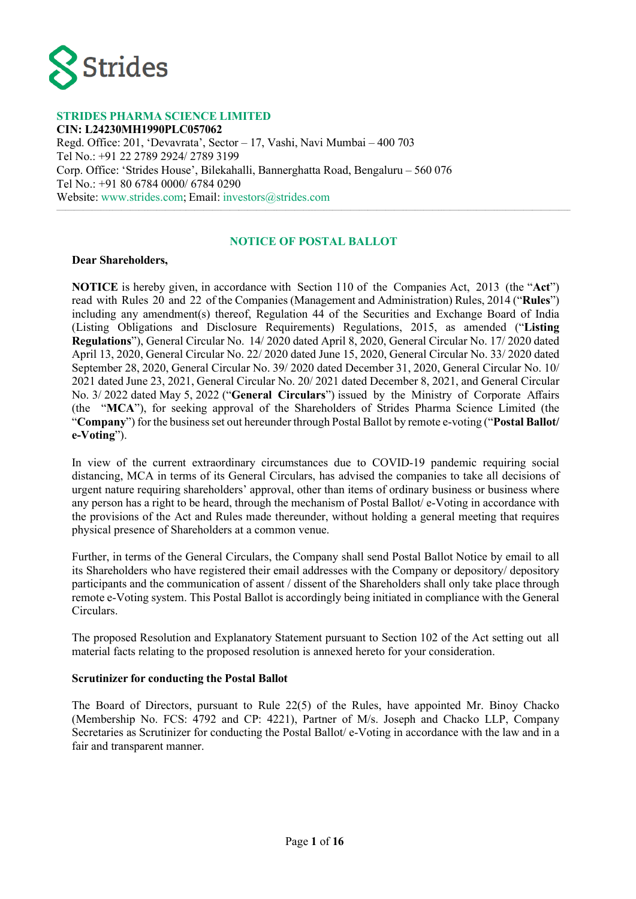**STRIDES PHARMA SCIENCE LIMITED**
**CIN: L24230MH1990PLC057062**
Regd. Office: 201, 'Devavrata', Sector – 17, Vashi, Navi Mumbai – 400 703
Tel No.: +91 22 2789 2924/ 2789 3199
Corp. Office: 'Strides House', Bilekahalli, Bannerghatta Road, Bengaluru – 560 076
Tel No.: +91 80 6784 0000/ 6784 0290
Website: www.strides.com; Email: investors@strides.com

## NOTICE OF POSTAL BALLOT

**Dear Shareholders,**

**NOTICE** is hereby given, in accordance with Section 110 of the Companies Act, 2013 (the "**Act**") read with Rules 20 and 22 of the Companies (Management and Administration) Rules, 2014 ("**Rules**") including any amendment(s) thereof, Regulation 44 of the Securities and Exchange Board of India (Listing Obligations and Disclosure Requirements) Regulations, 2015, as amended ("**Listing Regulations**"), General Circular No. 14/ 2020 dated April 8, 2020, General Circular No. 17/ 2020 dated April 13, 2020, General Circular No. 22/ 2020 dated June 15, 2020, General Circular No. 33/ 2020 dated September 28, 2020, General Circular No. 39/ 2020 dated December 31, 2020, General Circular No. 10/ 2021 dated June 23, 2021, General Circular No. 20/ 2021 dated December 8, 2021, and General Circular No. 3/ 2022 dated May 5, 2022 ("**General Circulars**") issued by the Ministry of Corporate Affairs (the "**MCA**"), for seeking approval of the Shareholders of Strides Pharma Science Limited (the "**Company**") for the business set out hereunder through Postal Ballot by remote e-voting ("**Postal Ballot/ e-Voting**").

In view of the current extraordinary circumstances due to COVID-19 pandemic requiring social distancing, MCA in terms of its General Circulars, has advised the companies to take all decisions of urgent nature requiring shareholders' approval, other than items of ordinary business or business where any person has a right to be heard, through the mechanism of Postal Ballot/ e-Voting in accordance with the provisions of the Act and Rules made thereunder, without holding a general meeting that requires physical presence of Shareholders at a common venue.

Further, in terms of the General Circulars, the Company shall send Postal Ballot Notice by email to all its Shareholders who have registered their email addresses with the Company or depository/ depository participants and the communication of assent / dissent of the Shareholders shall only take place through remote e-Voting system. This Postal Ballot is accordingly being initiated in compliance with the General Circulars.

The proposed Resolution and Explanatory Statement pursuant to Section 102 of the Act setting out all material facts relating to the proposed resolution is annexed hereto for your consideration.

**Scrutinizer for conducting the Postal Ballot**

The Board of Directors, pursuant to Rule 22(5) of the Rules, have appointed Mr. Binoy Chacko (Membership No. FCS: 4792 and CP: 4221), Partner of M/s. Joseph and Chacko LLP, Company Secretaries as Scrutinizer for conducting the Postal Ballot/ e-Voting in accordance with the law and in a fair and transparent manner.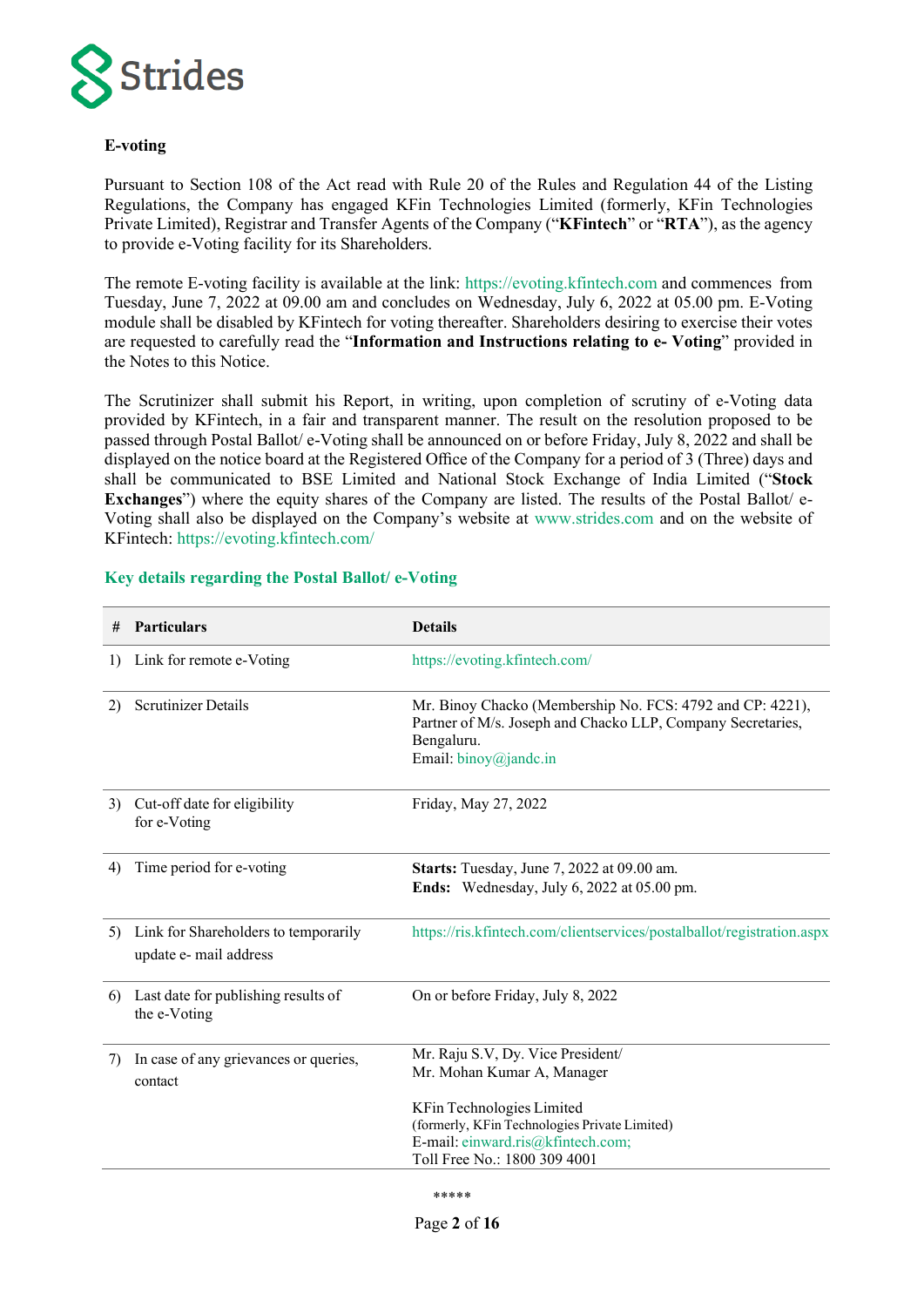**E-voting**

Pursuant to Section 108 of the Act read with Rule 20 of the Rules and Regulation 44 of the Listing Regulations, the Company has engaged KFin Technologies Limited (formerly, KFin Technologies Private Limited), Registrar and Transfer Agents of the Company ("**KFintech**" or "**RTA**"), as the agency to provide e-Voting facility for its Shareholders.

The remote E-voting facility is available at the link: https://evoting.kfintech.com and commences from Tuesday, June 7, 2022 at 09.00 am and concludes on Wednesday, July 6, 2022 at 05.00 pm. E-Voting module shall be disabled by KFintech for voting thereafter. Shareholders desiring to exercise their votes are requested to carefully read the "**Information and Instructions relating to e- Voting**" provided in the Notes to this Notice.

The Scrutinizer shall submit his Report, in writing, upon completion of scrutiny of e-Voting data provided by KFintech, in a fair and transparent manner. The result on the resolution proposed to be passed through Postal Ballot/ e-Voting shall be announced on or before Friday, July 8, 2022 and shall be displayed on the notice board at the Registered Office of the Company for a period of 3 (Three) days and shall be communicated to BSE Limited and National Stock Exchange of India Limited ("**Stock Exchanges**") where the equity shares of the Company are listed. The results of the Postal Ballot/ e-Voting shall also be displayed on the Company's website at www.strides.com and on the website of KFintech: https://evoting.kfintech.com/

**Key details regarding the Postal Ballot/ e-Voting**

| # | Particulars | Details |
|---|---|---|
| 1) | Link for remote e-Voting | https://evoting.kfintech.com/ |
| 2) | Scrutinizer Details | Mr. Binoy Chacko (Membership No. FCS: 4792 and CP: 4221), Partner of M/s. Joseph and Chacko LLP, Company Secretaries, Bengaluru.<br>Email: binoy@jandc.in |
| 3) | Cut-off date for eligibility for e-Voting | Friday, May 27, 2022 |
| 4) | Time period for e-voting | **Starts:** Tuesday, June 7, 2022 at 09.00 am.<br>**Ends:** Wednesday, July 6, 2022 at 05.00 pm. |
| 5) | Link for Shareholders to temporarily update e- mail address | https://ris.kfintech.com/clientservices/postalballot/registration.aspx |
| 6) | Last date for publishing results of the e-Voting | On or before Friday, July 8, 2022 |
| 7) | In case of any grievances or queries, contact | Mr. Raju S.V, Dy. Vice President/<br>Mr. Mohan Kumar A, Manager<br><br>KFin Technologies Limited<br>(formerly, KFin Technologies Private Limited)<br>E-mail: einward.ris@kfintech.com;<br>Toll Free No.: 1800 309 4001 |

*****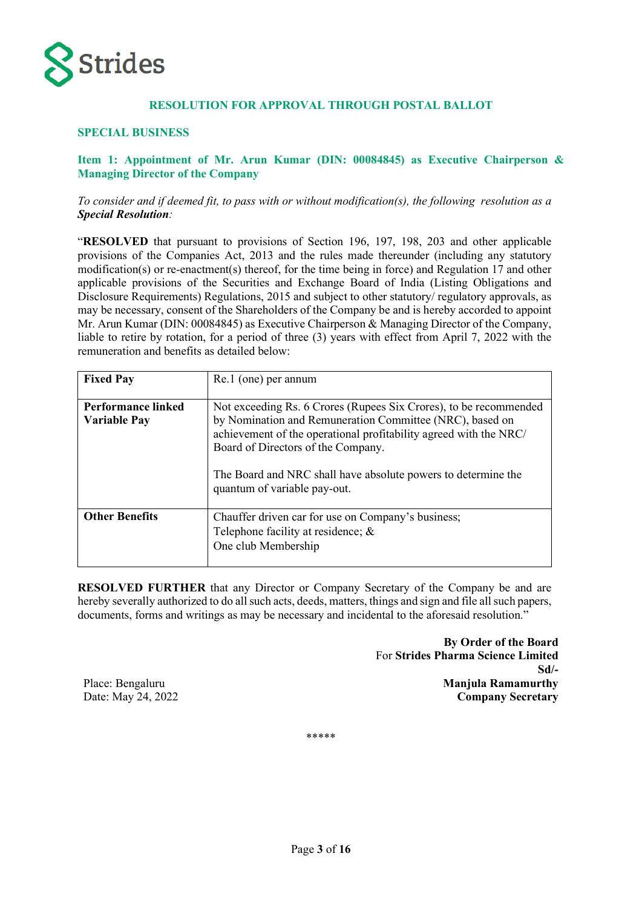## RESOLUTION FOR APPROVAL THROUGH POSTAL BALLOT

### SPECIAL BUSINESS

### Item 1: Appointment of Mr. Arun Kumar (DIN: 00084845) as Executive Chairperson & Managing Director of the Company

*To consider and if deemed fit, to pass with or without modification(s), the following resolution as a* ***Special Resolution****:*

"**RESOLVED** that pursuant to provisions of Section 196, 197, 198, 203 and other applicable provisions of the Companies Act, 2013 and the rules made thereunder (including any statutory modification(s) or re-enactment(s) thereof, for the time being in force) and Regulation 17 and other applicable provisions of the Securities and Exchange Board of India (Listing Obligations and Disclosure Requirements) Regulations, 2015 and subject to other statutory/ regulatory approvals, as may be necessary, consent of the Shareholders of the Company be and is hereby accorded to appoint Mr. Arun Kumar (DIN: 00084845) as Executive Chairperson & Managing Director of the Company, liable to retire by rotation, for a period of three (3) years with effect from April 7, 2022 with the remuneration and benefits as detailed below:

| | |
|---|---|
| **Fixed Pay** | Re.1 (one) per annum |
| **Performance linked Variable Pay** | Not exceeding Rs. 6 Crores (Rupees Six Crores), to be recommended by Nomination and Remuneration Committee (NRC), based on achievement of the operational profitability agreed with the NRC/ Board of Directors of the Company.<br><br>The Board and NRC shall have absolute powers to determine the quantum of variable pay-out. |
| **Other Benefits** | Chauffer driven car for use on Company's business;<br>Telephone facility at residence; &<br>One club Membership |

**RESOLVED FURTHER** that any Director or Company Secretary of the Company be and are hereby severally authorized to do all such acts, deeds, matters, things and sign and file all such papers, documents, forms and writings as may be necessary and incidental to the aforesaid resolution."

**By Order of the Board**
For **Strides Pharma Science Limited**
**Sd/-**
**Manjula Ramamurthy**
**Company Secretary**

Place: Bengaluru
Date: May 24, 2022

*****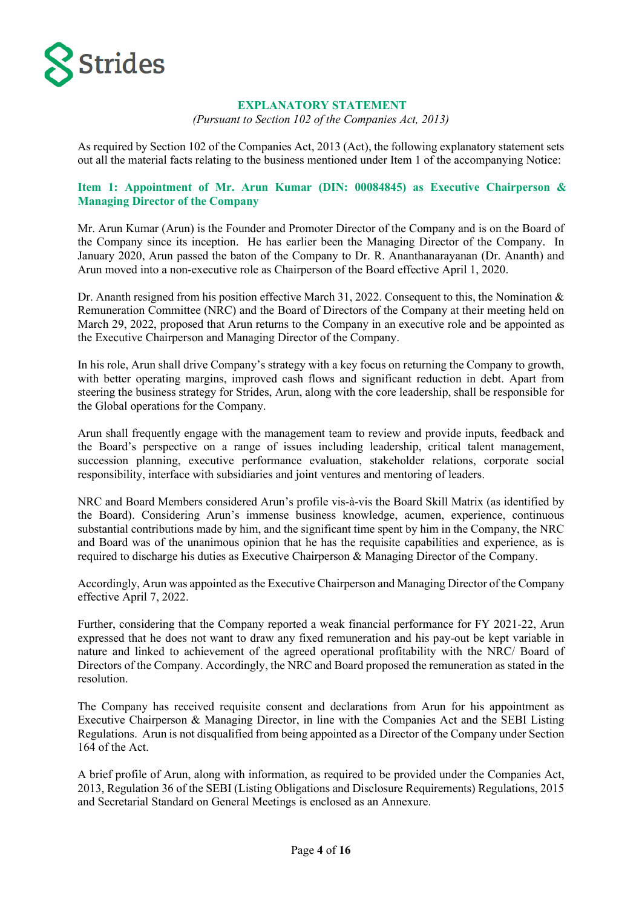# EXPLANATORY STATEMENT

*(Pursuant to Section 102 of the Companies Act, 2013)*

As required by Section 102 of the Companies Act, 2013 (Act), the following explanatory statement sets out all the material facts relating to the business mentioned under Item 1 of the accompanying Notice:

## Item 1: Appointment of Mr. Arun Kumar (DIN: 00084845) as Executive Chairperson & Managing Director of the Company

Mr. Arun Kumar (Arun) is the Founder and Promoter Director of the Company and is on the Board of the Company since its inception. He has earlier been the Managing Director of the Company. In January 2020, Arun passed the baton of the Company to Dr. R. Ananthanarayanan (Dr. Ananth) and Arun moved into a non-executive role as Chairperson of the Board effective April 1, 2020.

Dr. Ananth resigned from his position effective March 31, 2022. Consequent to this, the Nomination & Remuneration Committee (NRC) and the Board of Directors of the Company at their meeting held on March 29, 2022, proposed that Arun returns to the Company in an executive role and be appointed as the Executive Chairperson and Managing Director of the Company.

In his role, Arun shall drive Company's strategy with a key focus on returning the Company to growth, with better operating margins, improved cash flows and significant reduction in debt. Apart from steering the business strategy for Strides, Arun, along with the core leadership, shall be responsible for the Global operations for the Company.

Arun shall frequently engage with the management team to review and provide inputs, feedback and the Board's perspective on a range of issues including leadership, critical talent management, succession planning, executive performance evaluation, stakeholder relations, corporate social responsibility, interface with subsidiaries and joint ventures and mentoring of leaders.

NRC and Board Members considered Arun's profile vis-à-vis the Board Skill Matrix (as identified by the Board). Considering Arun's immense business knowledge, acumen, experience, continuous substantial contributions made by him, and the significant time spent by him in the Company, the NRC and Board was of the unanimous opinion that he has the requisite capabilities and experience, as is required to discharge his duties as Executive Chairperson & Managing Director of the Company.

Accordingly, Arun was appointed as the Executive Chairperson and Managing Director of the Company effective April 7, 2022.

Further, considering that the Company reported a weak financial performance for FY 2021-22, Arun expressed that he does not want to draw any fixed remuneration and his pay-out be kept variable in nature and linked to achievement of the agreed operational profitability with the NRC/ Board of Directors of the Company. Accordingly, the NRC and Board proposed the remuneration as stated in the resolution.

The Company has received requisite consent and declarations from Arun for his appointment as Executive Chairperson & Managing Director, in line with the Companies Act and the SEBI Listing Regulations. Arun is not disqualified from being appointed as a Director of the Company under Section 164 of the Act.

A brief profile of Arun, along with information, as required to be provided under the Companies Act, 2013, Regulation 36 of the SEBI (Listing Obligations and Disclosure Requirements) Regulations, 2015 and Secretarial Standard on General Meetings is enclosed as an Annexure.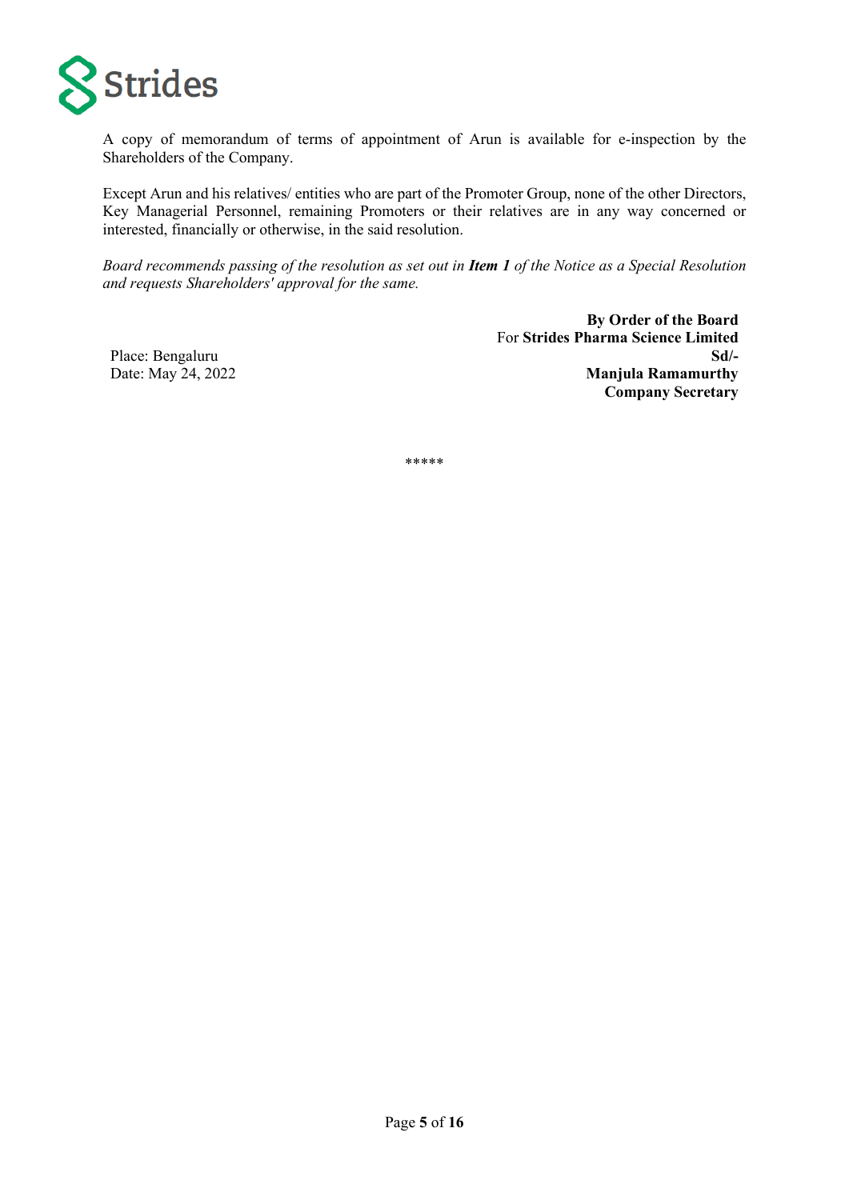A copy of memorandum of terms of appointment of Arun is available for e-inspection by the Shareholders of the Company.

Except Arun and his relatives/ entities who are part of the Promoter Group, none of the other Directors, Key Managerial Personnel, remaining Promoters or their relatives are in any way concerned or interested, financially or otherwise, in the said resolution.

*Board recommends passing of the resolution as set out in **Item 1** of the Notice as a Special Resolution and requests Shareholders' approval for the same.*

**By Order of the Board**
For **Strides Pharma Science Limited**
**Sd/-**
**Manjula Ramamurthy**
**Company Secretary**

Place: Bengaluru
Date: May 24, 2022

*****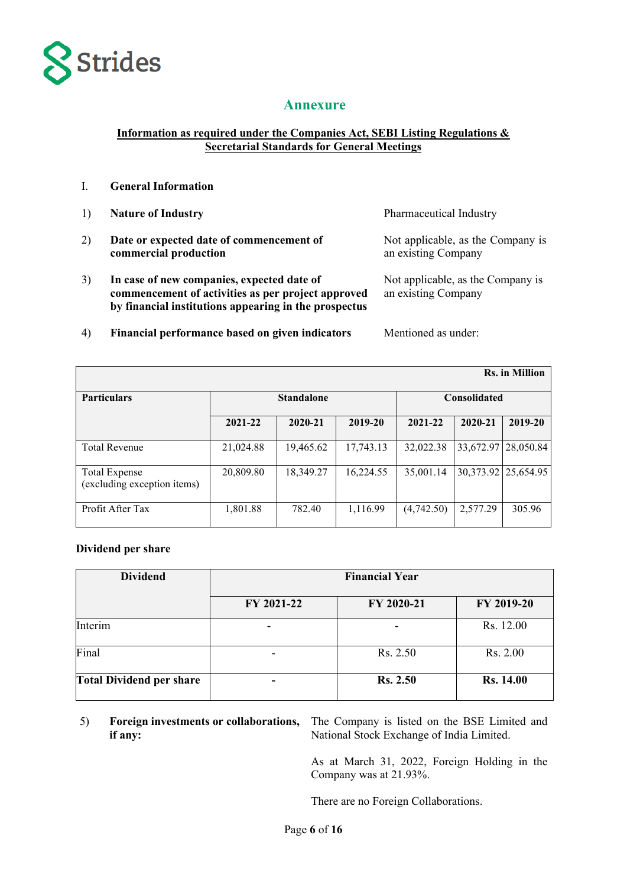## Annexure

**Information as required under the Companies Act, SEBI Listing Regulations & Secretarial Standards for General Meetings**

I. **General Information**

1) **Nature of Industry** — Pharmaceutical Industry

2) **Date or expected date of commencement of commercial production** — Not applicable, as the Company is an existing Company

3) **In case of new companies, expected date of commencement of activities as per project approved by financial institutions appearing in the prospectus** — Not applicable, as the Company is an existing Company

4) **Financial performance based on given indicators** — Mentioned as under:

**Rs. in Million**

| Particulars | Standalone | | | Consolidated | | |
|---|---|---|---|---|---|---|
| | 2021-22 | 2020-21 | 2019-20 | 2021-22 | 2020-21 | 2019-20 |
| Total Revenue | 21,024.88 | 19,465.62 | 17,743.13 | 32,022.38 | 33,672.97 | 28,050.84 |
| Total Expense (excluding exception items) | 20,809.80 | 18,349.27 | 16,224.55 | 35,001.14 | 30,373.92 | 25,654.95 |
| Profit After Tax | 1,801.88 | 782.40 | 1,116.99 | (4,742.50) | 2,577.29 | 305.96 |

**Dividend per share**

| Dividend | Financial Year | | |
|---|---|---|---|
| | FY 2021-22 | FY 2020-21 | FY 2019-20 |
| Interim | - | - | Rs. 12.00 |
| Final | - | Rs. 2.50 | Rs. 2.00 |
| **Total Dividend per share** | **-** | **Rs. 2.50** | **Rs. 14.00** |

5) **Foreign investments or collaborations, if any:** — The Company is listed on the BSE Limited and National Stock Exchange of India Limited.

As at March 31, 2022, Foreign Holding in the Company was at 21.93%.

There are no Foreign Collaborations.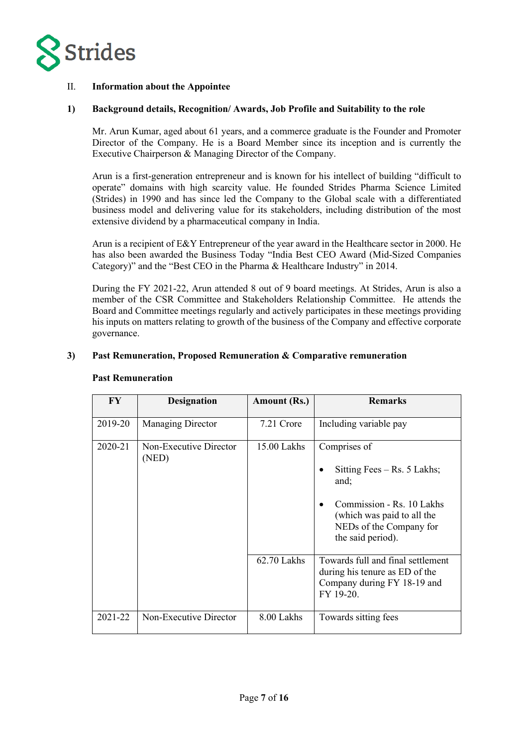## II. Information about the Appointee

### 1) Background details, Recognition/ Awards, Job Profile and Suitability to the role

Mr. Arun Kumar, aged about 61 years, and a commerce graduate is the Founder and Promoter Director of the Company. He is a Board Member since its inception and is currently the Executive Chairperson & Managing Director of the Company.

Arun is a first-generation entrepreneur and is known for his intellect of building "difficult to operate" domains with high scarcity value. He founded Strides Pharma Science Limited (Strides) in 1990 and has since led the Company to the Global scale with a differentiated business model and delivering value for its stakeholders, including distribution of the most extensive dividend by a pharmaceutical company in India.

Arun is a recipient of E&Y Entrepreneur of the year award in the Healthcare sector in 2000. He has also been awarded the Business Today "India Best CEO Award (Mid-Sized Companies Category)" and the "Best CEO in the Pharma & Healthcare Industry" in 2014.

During the FY 2021-22, Arun attended 8 out of 9 board meetings. At Strides, Arun is also a member of the CSR Committee and Stakeholders Relationship Committee. He attends the Board and Committee meetings regularly and actively participates in these meetings providing his inputs on matters relating to growth of the business of the Company and effective corporate governance.

### 3) Past Remuneration, Proposed Remuneration & Comparative remuneration

**Past Remuneration**

| FY | Designation | Amount (Rs.) | Remarks |
|---|---|---|---|
| 2019-20 | Managing Director | 7.21 Crore | Including variable pay |
| 2020-21 | Non-Executive Director (NED) | 15.00 Lakhs | Comprises of<br>• Sitting Fees – Rs. 5 Lakhs; and;<br>• Commission - Rs. 10 Lakhs (which was paid to all the NEDs of the Company for the said period). |
| | | 62.70 Lakhs | Towards full and final settlement during his tenure as ED of the Company during FY 18-19 and FY 19-20. |
| 2021-22 | Non-Executive Director | 8.00 Lakhs | Towards sitting fees |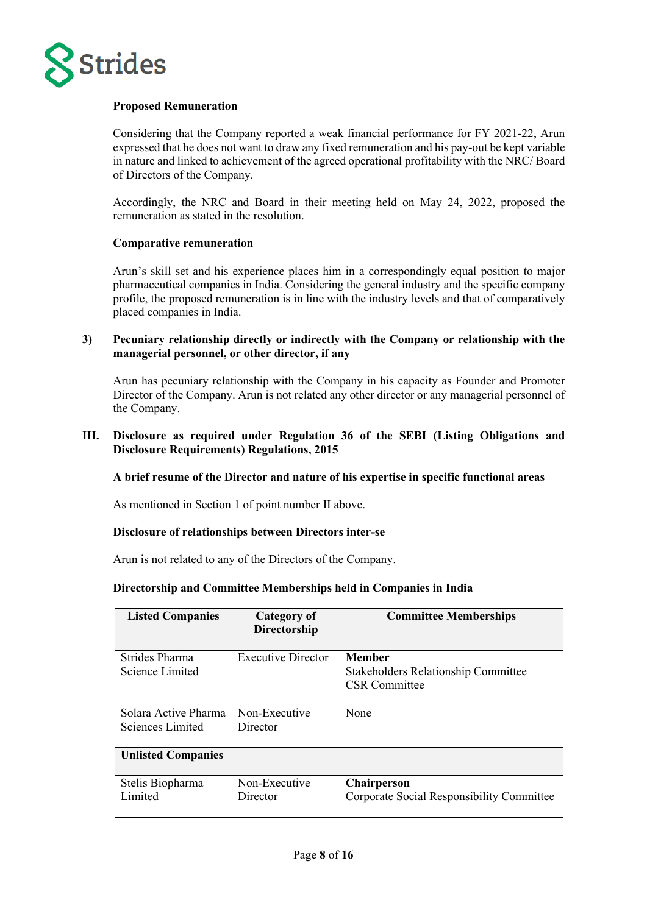**Proposed Remuneration**

Considering that the Company reported a weak financial performance for FY 2021-22, Arun expressed that he does not want to draw any fixed remuneration and his pay-out be kept variable in nature and linked to achievement of the agreed operational profitability with the NRC/ Board of Directors of the Company.

Accordingly, the NRC and Board in their meeting held on May 24, 2022, proposed the remuneration as stated in the resolution.

**Comparative remuneration**

Arun's skill set and his experience places him in a correspondingly equal position to major pharmaceutical companies in India. Considering the general industry and the specific company profile, the proposed remuneration is in line with the industry levels and that of comparatively placed companies in India.

**3) Pecuniary relationship directly or indirectly with the Company or relationship with the managerial personnel, or other director, if any**

Arun has pecuniary relationship with the Company in his capacity as Founder and Promoter Director of the Company. Arun is not related any other director or any managerial personnel of the Company.

**III. Disclosure as required under Regulation 36 of the SEBI (Listing Obligations and Disclosure Requirements) Regulations, 2015**

**A brief resume of the Director and nature of his expertise in specific functional areas**

As mentioned in Section 1 of point number II above.

**Disclosure of relationships between Directors inter-se**

Arun is not related to any of the Directors of the Company.

**Directorship and Committee Memberships held in Companies in India**

| Listed Companies | Category of Directorship | Committee Memberships |
|---|---|---|
| Strides Pharma Science Limited | Executive Director | **Member**<br>Stakeholders Relationship Committee<br>CSR Committee |
| Solara Active Pharma Sciences Limited | Non-Executive Director | None |
| **Unlisted Companies** | | |
| Stelis Biopharma Limited | Non-Executive Director | **Chairperson**<br>Corporate Social Responsibility Committee |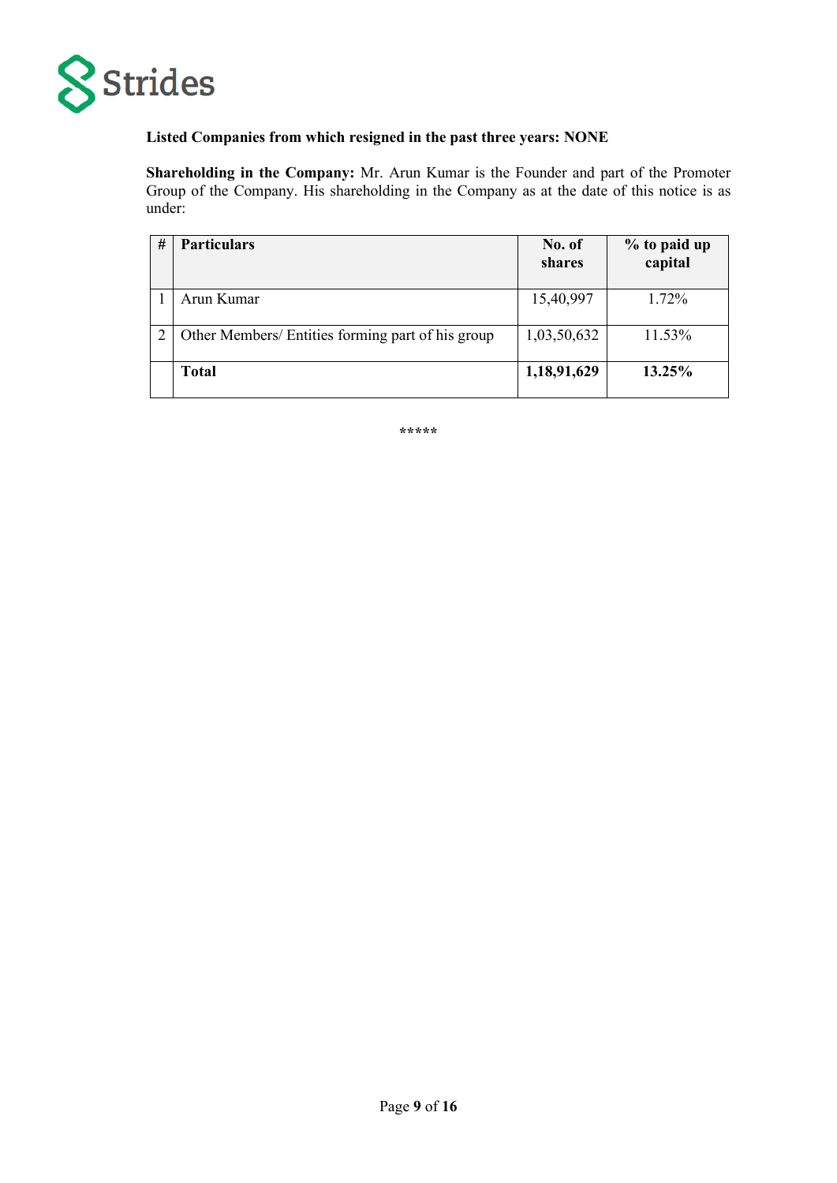**Listed Companies from which resigned in the past three years: NONE**

**Shareholding in the Company:** Mr. Arun Kumar is the Founder and part of the Promoter Group of the Company. His shareholding in the Company as at the date of this notice is as under:

| # | Particulars | No. of shares | % to paid up capital |
|---|---|---|---|
| 1 | Arun Kumar | 15,40,997 | 1.72% |
| 2 | Other Members/ Entities forming part of his group | 1,03,50,632 | 11.53% |
| | **Total** | **1,18,91,629** | **13.25%** |

*****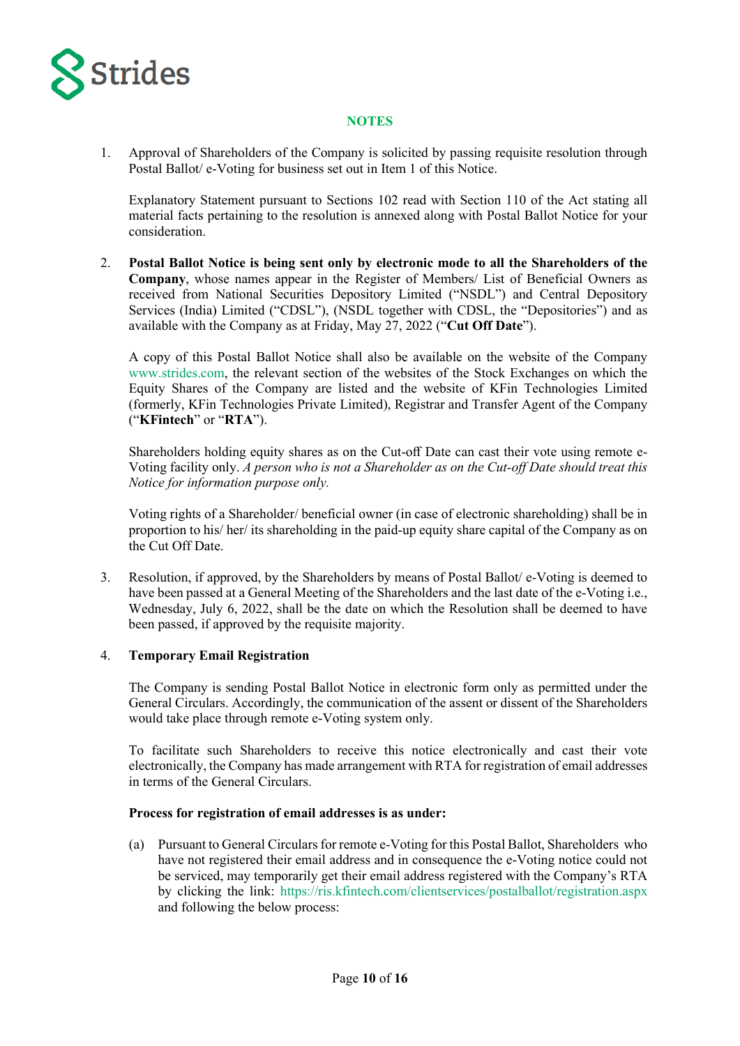## NOTES

1. Approval of Shareholders of the Company is solicited by passing requisite resolution through Postal Ballot/ e-Voting for business set out in Item 1 of this Notice.

   Explanatory Statement pursuant to Sections 102 read with Section 110 of the Act stating all material facts pertaining to the resolution is annexed along with Postal Ballot Notice for your consideration.

2. **Postal Ballot Notice is being sent only by electronic mode to all the Shareholders of the Company**, whose names appear in the Register of Members/ List of Beneficial Owners as received from National Securities Depository Limited ("NSDL") and Central Depository Services (India) Limited ("CDSL"), (NSDL together with CDSL, the "Depositories") and as available with the Company as at Friday, May 27, 2022 ("**Cut Off Date**").

   A copy of this Postal Ballot Notice shall also be available on the website of the Company www.strides.com, the relevant section of the websites of the Stock Exchanges on which the Equity Shares of the Company are listed and the website of KFin Technologies Limited (formerly, KFin Technologies Private Limited), Registrar and Transfer Agent of the Company ("**KFintech**" or "**RTA**").

   Shareholders holding equity shares as on the Cut-off Date can cast their vote using remote e-Voting facility only. *A person who is not a Shareholder as on the Cut-off Date should treat this Notice for information purpose only.*

   Voting rights of a Shareholder/ beneficial owner (in case of electronic shareholding) shall be in proportion to his/ her/ its shareholding in the paid-up equity share capital of the Company as on the Cut Off Date.

3. Resolution, if approved, by the Shareholders by means of Postal Ballot/ e-Voting is deemed to have been passed at a General Meeting of the Shareholders and the last date of the e-Voting i.e., Wednesday, July 6, 2022, shall be the date on which the Resolution shall be deemed to have been passed, if approved by the requisite majority.

4. **Temporary Email Registration**

   The Company is sending Postal Ballot Notice in electronic form only as permitted under the General Circulars. Accordingly, the communication of the assent or dissent of the Shareholders would take place through remote e-Voting system only.

   To facilitate such Shareholders to receive this notice electronically and cast their vote electronically, the Company has made arrangement with RTA for registration of email addresses in terms of the General Circulars.

   **Process for registration of email addresses is as under:**

   (a) Pursuant to General Circulars for remote e-Voting for this Postal Ballot, Shareholders who have not registered their email address and in consequence the e-Voting notice could not be serviced, may temporarily get their email address registered with the Company's RTA by clicking the link: https://ris.kfintech.com/clientservices/postalballot/registration.aspx and following the below process: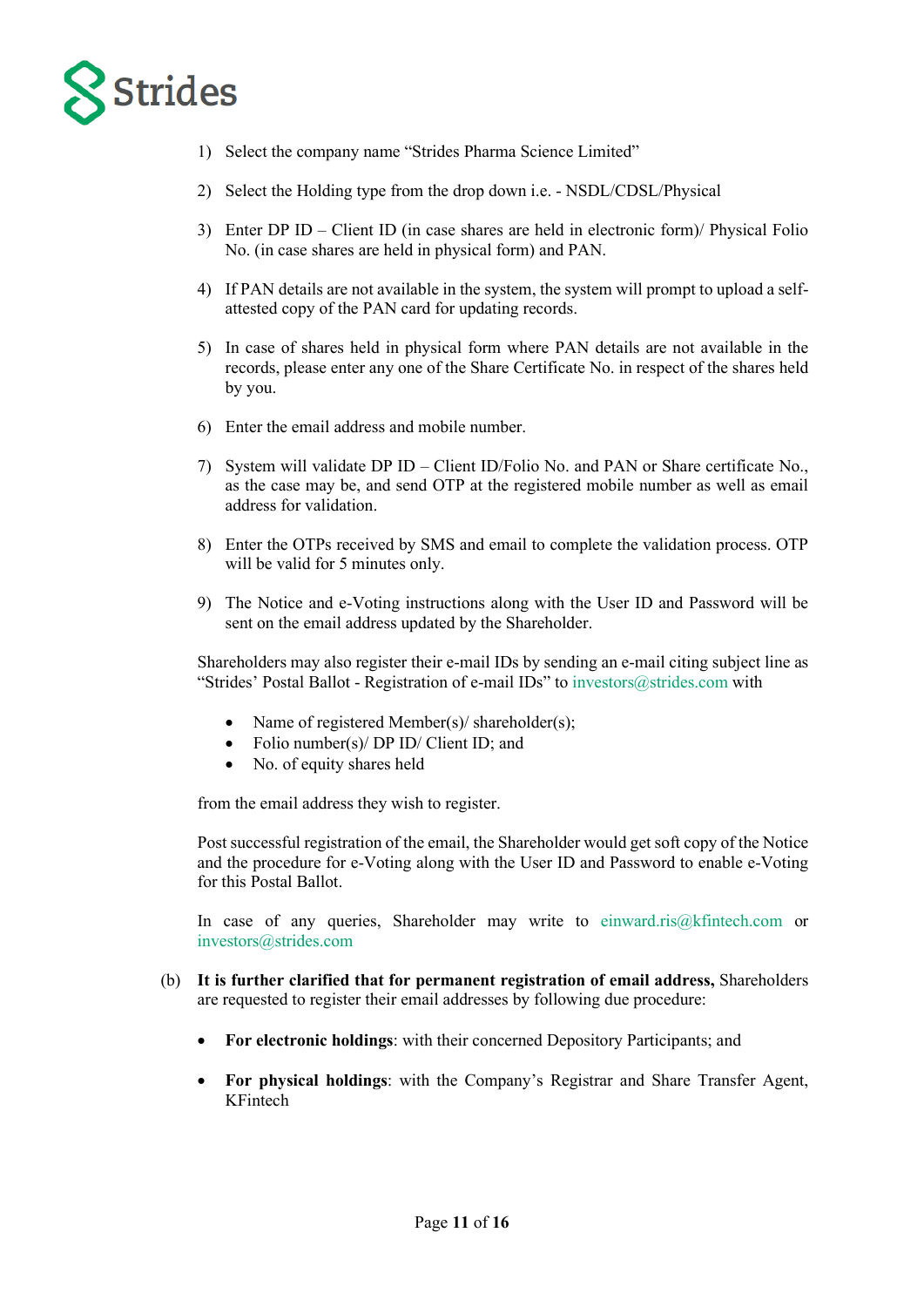1) Select the company name "Strides Pharma Science Limited"

2) Select the Holding type from the drop down i.e. - NSDL/CDSL/Physical

3) Enter DP ID – Client ID (in case shares are held in electronic form)/ Physical Folio No. (in case shares are held in physical form) and PAN.

4) If PAN details are not available in the system, the system will prompt to upload a self-attested copy of the PAN card for updating records.

5) In case of shares held in physical form where PAN details are not available in the records, please enter any one of the Share Certificate No. in respect of the shares held by you.

6) Enter the email address and mobile number.

7) System will validate DP ID – Client ID/Folio No. and PAN or Share certificate No., as the case may be, and send OTP at the registered mobile number as well as email address for validation.

8) Enter the OTPs received by SMS and email to complete the validation process. OTP will be valid for 5 minutes only.

9) The Notice and e-Voting instructions along with the User ID and Password will be sent on the email address updated by the Shareholder.

Shareholders may also register their e-mail IDs by sending an e-mail citing subject line as "Strides' Postal Ballot - Registration of e-mail IDs" to investors@strides.com with

- Name of registered Member(s)/ shareholder(s);
- Folio number(s)/ DP ID/ Client ID; and
- No. of equity shares held

from the email address they wish to register.

Post successful registration of the email, the Shareholder would get soft copy of the Notice and the procedure for e-Voting along with the User ID and Password to enable e-Voting for this Postal Ballot.

In case of any queries, Shareholder may write to einward.ris@kfintech.com or investors@strides.com

(b) **It is further clarified that for permanent registration of email address,** Shareholders are requested to register their email addresses by following due procedure:

- **For electronic holdings**: with their concerned Depository Participants; and
- **For physical holdings**: with the Company's Registrar and Share Transfer Agent, KFintech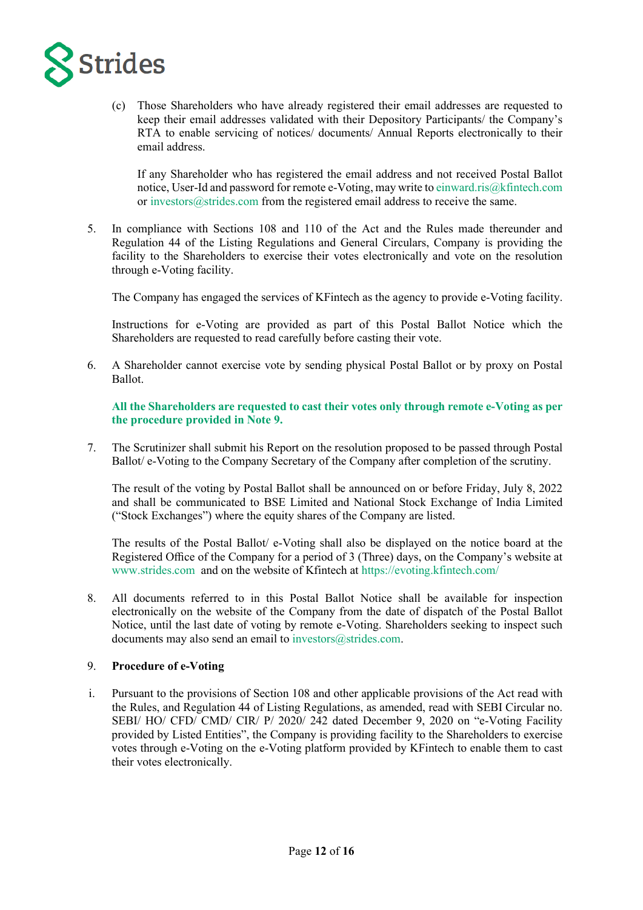(c) Those Shareholders who have already registered their email addresses are requested to keep their email addresses validated with their Depository Participants/ the Company's RTA to enable servicing of notices/ documents/ Annual Reports electronically to their email address.

If any Shareholder who has registered the email address and not received Postal Ballot notice, User-Id and password for remote e-Voting, may write to einward.ris@kfintech.com or investors@strides.com from the registered email address to receive the same.

5. In compliance with Sections 108 and 110 of the Act and the Rules made thereunder and Regulation 44 of the Listing Regulations and General Circulars, Company is providing the facility to the Shareholders to exercise their votes electronically and vote on the resolution through e-Voting facility.

   The Company has engaged the services of KFintech as the agency to provide e-Voting facility.

   Instructions for e-Voting are provided as part of this Postal Ballot Notice which the Shareholders are requested to read carefully before casting their vote.

6. A Shareholder cannot exercise vote by sending physical Postal Ballot or by proxy on Postal Ballot.

   **All the Shareholders are requested to cast their votes only through remote e-Voting as per the procedure provided in Note 9.**

7. The Scrutinizer shall submit his Report on the resolution proposed to be passed through Postal Ballot/ e-Voting to the Company Secretary of the Company after completion of the scrutiny.

   The result of the voting by Postal Ballot shall be announced on or before Friday, July 8, 2022 and shall be communicated to BSE Limited and National Stock Exchange of India Limited ("Stock Exchanges") where the equity shares of the Company are listed.

   The results of the Postal Ballot/ e-Voting shall also be displayed on the notice board at the Registered Office of the Company for a period of 3 (Three) days, on the Company's website at www.strides.com and on the website of Kfintech at https://evoting.kfintech.com/

8. All documents referred to in this Postal Ballot Notice shall be available for inspection electronically on the website of the Company from the date of dispatch of the Postal Ballot Notice, until the last date of voting by remote e-Voting. Shareholders seeking to inspect such documents may also send an email to investors@strides.com.

9. **Procedure of e-Voting**

i. Pursuant to the provisions of Section 108 and other applicable provisions of the Act read with the Rules, and Regulation 44 of Listing Regulations, as amended, read with SEBI Circular no. SEBI/ HO/ CFD/ CMD/ CIR/ P/ 2020/ 242 dated December 9, 2020 on "e-Voting Facility provided by Listed Entities", the Company is providing facility to the Shareholders to exercise votes through e-Voting on the e-Voting platform provided by KFintech to enable them to cast their votes electronically.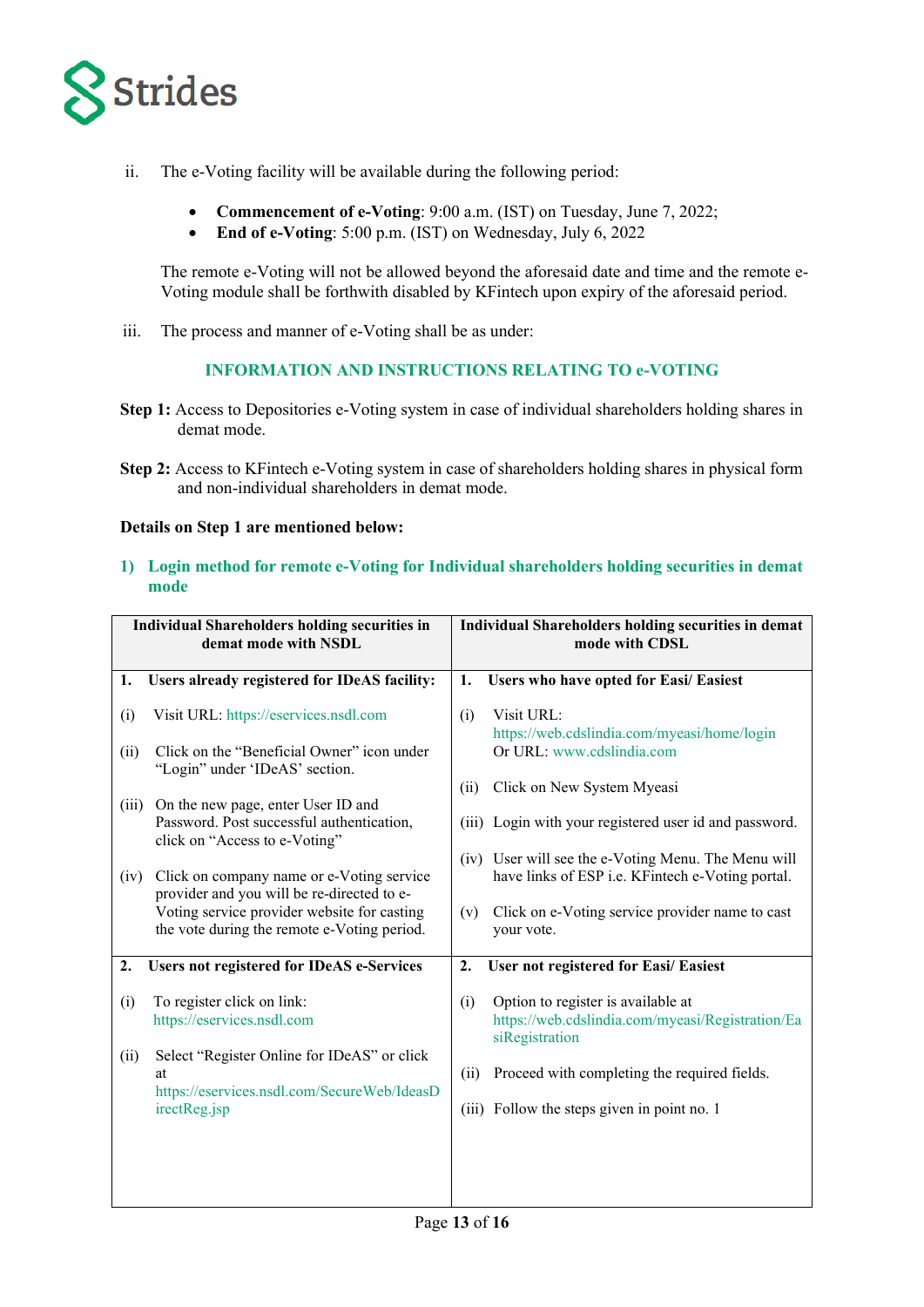ii. The e-Voting facility will be available during the following period:

- **Commencement of e-Voting**: 9:00 a.m. (IST) on Tuesday, June 7, 2022;
- **End of e-Voting**: 5:00 p.m. (IST) on Wednesday, July 6, 2022

The remote e-Voting will not be allowed beyond the aforesaid date and time and the remote e-Voting module shall be forthwith disabled by KFintech upon expiry of the aforesaid period.

iii. The process and manner of e-Voting shall be as under:

## INFORMATION AND INSTRUCTIONS RELATING TO e-VOTING

**Step 1:** Access to Depositories e-Voting system in case of individual shareholders holding shares in demat mode.

**Step 2:** Access to KFintech e-Voting system in case of shareholders holding shares in physical form and non-individual shareholders in demat mode.

**Details on Step 1 are mentioned below:**

### 1) Login method for remote e-Voting for Individual shareholders holding securities in demat mode

| Individual Shareholders holding securities in demat mode with NSDL | Individual Shareholders holding securities in demat mode with CDSL |
|---|---|
| **1. Users already registered for IDeAS facility:**<br><br>(i) Visit URL: https://eservices.nsdl.com<br><br>(ii) Click on the "Beneficial Owner" icon under "Login" under 'IDeAS' section.<br><br>(iii) On the new page, enter User ID and Password. Post successful authentication, click on "Access to e-Voting"<br><br>(iv) Click on company name or e-Voting service provider and you will be re-directed to e-Voting service provider website for casting the vote during the remote e-Voting period. | **1. Users who have opted for Easi/ Easiest**<br><br>(i) Visit URL: https://web.cdslindia.com/myeasi/home/login Or URL: www.cdslindia.com<br><br>(ii) Click on New System Myeasi<br><br>(iii) Login with your registered user id and password.<br><br>(iv) User will see the e-Voting Menu. The Menu will have links of ESP i.e. KFintech e-Voting portal.<br><br>(v) Click on e-Voting service provider name to cast your vote. |
| **2. Users not registered for IDeAS e-Services**<br><br>(i) To register click on link: https://eservices.nsdl.com<br><br>(ii) Select "Register Online for IDeAS" or click at https://eservices.nsdl.com/SecureWeb/IdeasDirectReg.jsp | **2. User not registered for Easi/ Easiest**<br><br>(i) Option to register is available at https://web.cdslindia.com/myeasi/Registration/EasiRegistration<br><br>(ii) Proceed with completing the required fields.<br><br>(iii) Follow the steps given in point no. 1 |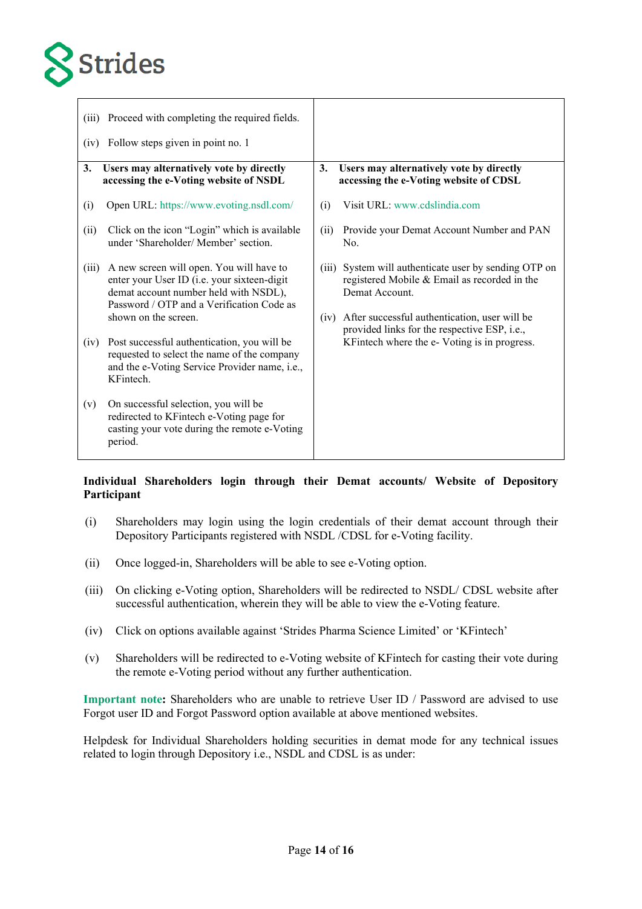| | |
|---|---|
| (iii) Proceed with completing the required fields.<br><br>(iv) Follow steps given in point no. 1 | |
| **3. Users may alternatively vote by directly accessing the e-Voting website of NSDL**<br><br>(i) Open URL: https://www.evoting.nsdl.com/<br><br>(ii) Click on the icon "Login" which is available under 'Shareholder/ Member' section.<br><br>(iii) A new screen will open. You will have to enter your User ID (i.e. your sixteen-digit demat account number held with NSDL), Password / OTP and a Verification Code as shown on the screen.<br><br>(iv) Post successful authentication, you will be requested to select the name of the company and the e-Voting Service Provider name, i.e., KFintech.<br><br>(v) On successful selection, you will be redirected to KFintech e-Voting page for casting your vote during the remote e-Voting period. | **3. Users may alternatively vote by directly accessing the e-Voting website of CDSL**<br><br>(i) Visit URL: www.cdslindia.com<br><br>(ii) Provide your Demat Account Number and PAN No.<br><br>(iii) System will authenticate user by sending OTP on registered Mobile & Email as recorded in the Demat Account.<br><br>(iv) After successful authentication, user will be provided links for the respective ESP, i.e., KFintech where the e- Voting is in progress. |

**Individual Shareholders login through their Demat accounts/ Website of Depository Participant**

(i) Shareholders may login using the login credentials of their demat account through their Depository Participants registered with NSDL /CDSL for e-Voting facility.

(ii) Once logged-in, Shareholders will be able to see e-Voting option.

(iii) On clicking e-Voting option, Shareholders will be redirected to NSDL/ CDSL website after successful authentication, wherein they will be able to view the e-Voting feature.

(iv) Click on options available against 'Strides Pharma Science Limited' or 'KFintech'

(v) Shareholders will be redirected to e-Voting website of KFintech for casting their vote during the remote e-Voting period without any further authentication.

**Important note:** Shareholders who are unable to retrieve User ID / Password are advised to use Forgot user ID and Forgot Password option available at above mentioned websites.

Helpdesk for Individual Shareholders holding securities in demat mode for any technical issues related to login through Depository i.e., NSDL and CDSL is as under: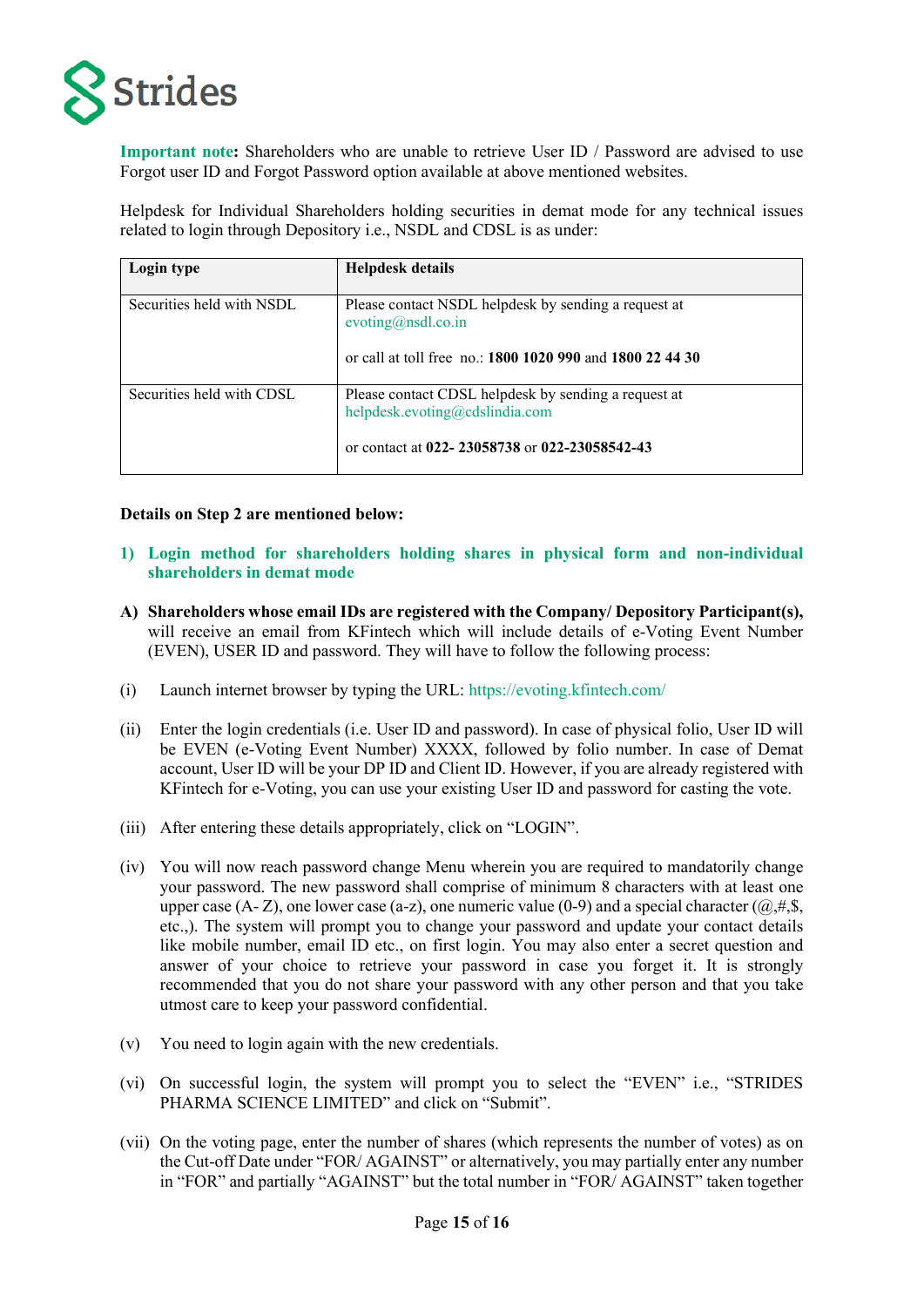**Important note:** Shareholders who are unable to retrieve User ID / Password are advised to use Forgot user ID and Forgot Password option available at above mentioned websites.

Helpdesk for Individual Shareholders holding securities in demat mode for any technical issues related to login through Depository i.e., NSDL and CDSL is as under:

| Login type | Helpdesk details |
|---|---|
| Securities held with NSDL | Please contact NSDL helpdesk by sending a request at evoting@nsdl.co.in<br><br>or call at toll free no.: **1800 1020 990** and **1800 22 44 30** |
| Securities held with CDSL | Please contact CDSL helpdesk by sending a request at helpdesk.evoting@cdslindia.com<br><br>or contact at **022- 23058738** or **022-23058542-43** |

**Details on Step 2 are mentioned below:**

**1) Login method for shareholders holding shares in physical form and non-individual shareholders in demat mode**

**A) Shareholders whose email IDs are registered with the Company/ Depository Participant(s),** will receive an email from KFintech which will include details of e-Voting Event Number (EVEN), USER ID and password. They will have to follow the following process:

(i) Launch internet browser by typing the URL: https://evoting.kfintech.com/

(ii) Enter the login credentials (i.e. User ID and password). In case of physical folio, User ID will be EVEN (e-Voting Event Number) XXXX, followed by folio number. In case of Demat account, User ID will be your DP ID and Client ID. However, if you are already registered with KFintech for e-Voting, you can use your existing User ID and password for casting the vote.

(iii) After entering these details appropriately, click on "LOGIN".

(iv) You will now reach password change Menu wherein you are required to mandatorily change your password. The new password shall comprise of minimum 8 characters with at least one upper case (A- Z), one lower case (a-z), one numeric value (0-9) and a special character (@,#,$, etc.,). The system will prompt you to change your password and update your contact details like mobile number, email ID etc., on first login. You may also enter a secret question and answer of your choice to retrieve your password in case you forget it. It is strongly recommended that you do not share your password with any other person and that you take utmost care to keep your password confidential.

(v) You need to login again with the new credentials.

(vi) On successful login, the system will prompt you to select the "EVEN" i.e., "STRIDES PHARMA SCIENCE LIMITED" and click on "Submit".

(vii) On the voting page, enter the number of shares (which represents the number of votes) as on the Cut-off Date under "FOR/ AGAINST" or alternatively, you may partially enter any number in "FOR" and partially "AGAINST" but the total number in "FOR/ AGAINST" taken together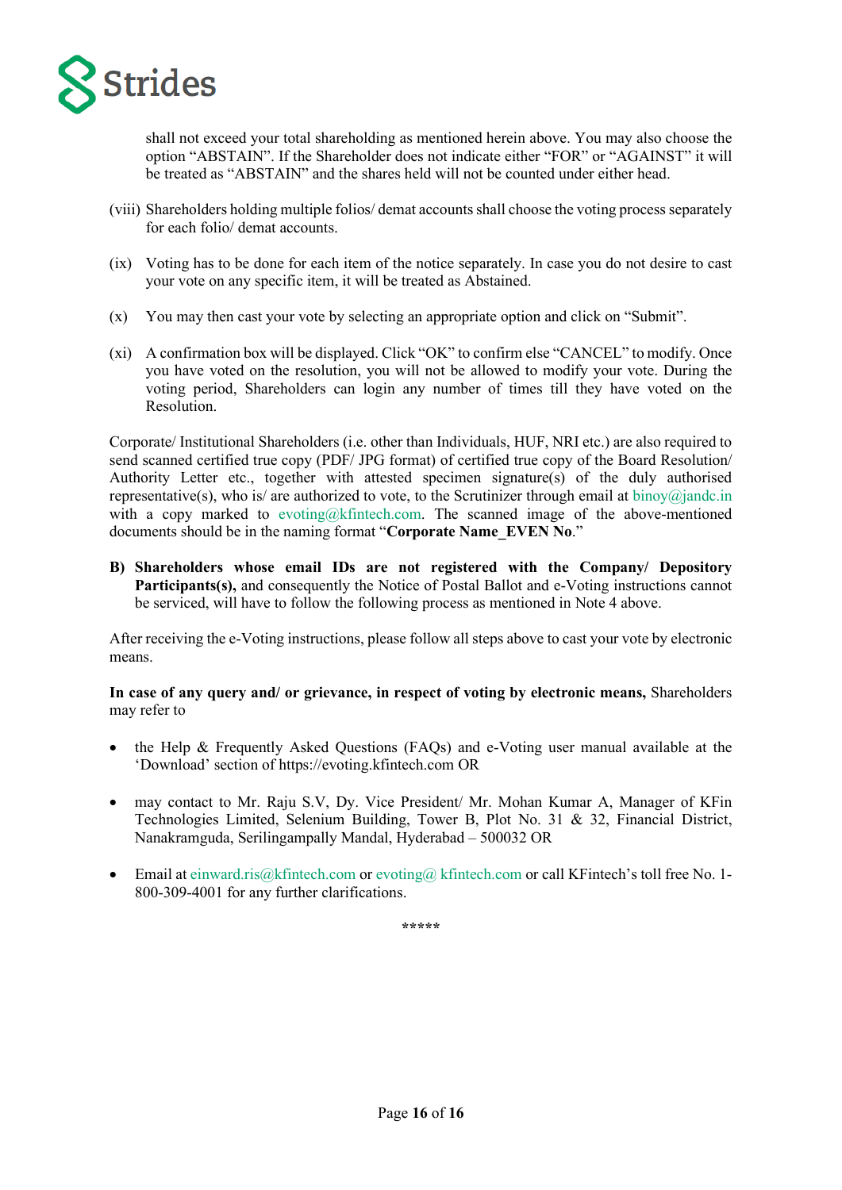shall not exceed your total shareholding as mentioned herein above. You may also choose the option "ABSTAIN". If the Shareholder does not indicate either "FOR" or "AGAINST" it will be treated as "ABSTAIN" and the shares held will not be counted under either head.

(viii) Shareholders holding multiple folios/ demat accounts shall choose the voting process separately for each folio/ demat accounts.

(ix) Voting has to be done for each item of the notice separately. In case you do not desire to cast your vote on any specific item, it will be treated as Abstained.

(x) You may then cast your vote by selecting an appropriate option and click on "Submit".

(xi) A confirmation box will be displayed. Click "OK" to confirm else "CANCEL" to modify. Once you have voted on the resolution, you will not be allowed to modify your vote. During the voting period, Shareholders can login any number of times till they have voted on the Resolution.

Corporate/ Institutional Shareholders (i.e. other than Individuals, HUF, NRI etc.) are also required to send scanned certified true copy (PDF/ JPG format) of certified true copy of the Board Resolution/ Authority Letter etc., together with attested specimen signature(s) of the duly authorised representative(s), who is/ are authorized to vote, to the Scrutinizer through email at binoy@jandc.in with a copy marked to evoting@kfintech.com. The scanned image of the above-mentioned documents should be in the naming format "**Corporate Name_EVEN No**."

**B) Shareholders whose email IDs are not registered with the Company/ Depository Participants(s),** and consequently the Notice of Postal Ballot and e-Voting instructions cannot be serviced, will have to follow the following process as mentioned in Note 4 above.

After receiving the e-Voting instructions, please follow all steps above to cast your vote by electronic means.

**In case of any query and/ or grievance, in respect of voting by electronic means,** Shareholders may refer to

- the Help & Frequently Asked Questions (FAQs) and e-Voting user manual available at the 'Download' section of https://evoting.kfintech.com OR

- may contact to Mr. Raju S.V, Dy. Vice President/ Mr. Mohan Kumar A, Manager of KFin Technologies Limited, Selenium Building, Tower B, Plot No. 31 & 32, Financial District, Nanakramguda, Serilingampally Mandal, Hyderabad – 500032 OR

- Email at einward.ris@kfintech.com or evoting@ kfintech.com or call KFintech's toll free No. 1-800-309-4001 for any further clarifications.

*****